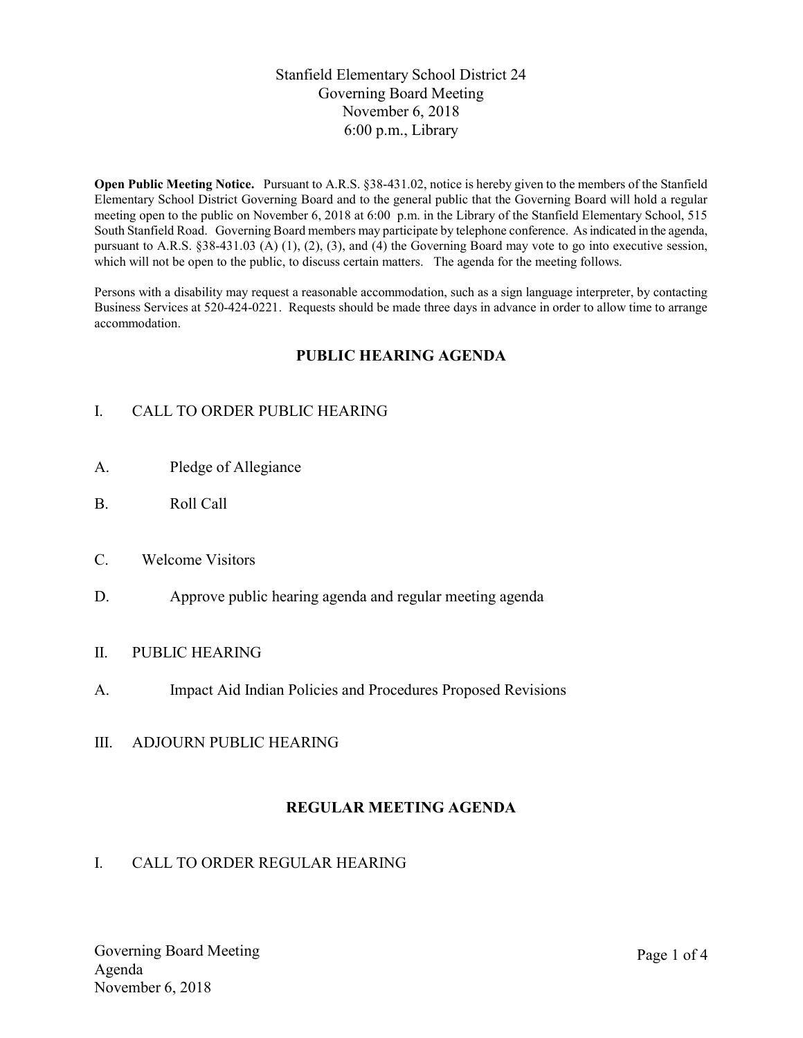Stanfield Elementary School District 24
Governing Board Meeting
November 6, 2018
6:00 p.m., Library

**Open Public Meeting Notice.** Pursuant to A.R.S. §38-431.02, notice is hereby given to the members of the Stanfield Elementary School District Governing Board and to the general public that the Governing Board will hold a regular meeting open to the public on November 6, 2018 at 6:00 p.m. in the Library of the Stanfield Elementary School, 515 South Stanfield Road. Governing Board members may participate by telephone conference. As indicated in the agenda, pursuant to A.R.S. §38-431.03 (A) (1), (2), (3), and (4) the Governing Board may vote to go into executive session, which will not be open to the public, to discuss certain matters. The agenda for the meeting follows.

Persons with a disability may request a reasonable accommodation, such as a sign language interpreter, by contacting Business Services at 520-424-0221. Requests should be made three days in advance in order to allow time to arrange accommodation.

## PUBLIC HEARING AGENDA

I. CALL TO ORDER PUBLIC HEARING

A. Pledge of Allegiance

B. Roll Call

C. Welcome Visitors

D. Approve public hearing agenda and regular meeting agenda

II. PUBLIC HEARING

A. Impact Aid Indian Policies and Procedures Proposed Revisions

III. ADJOURN PUBLIC HEARING

## REGULAR MEETING AGENDA

I. CALL TO ORDER REGULAR HEARING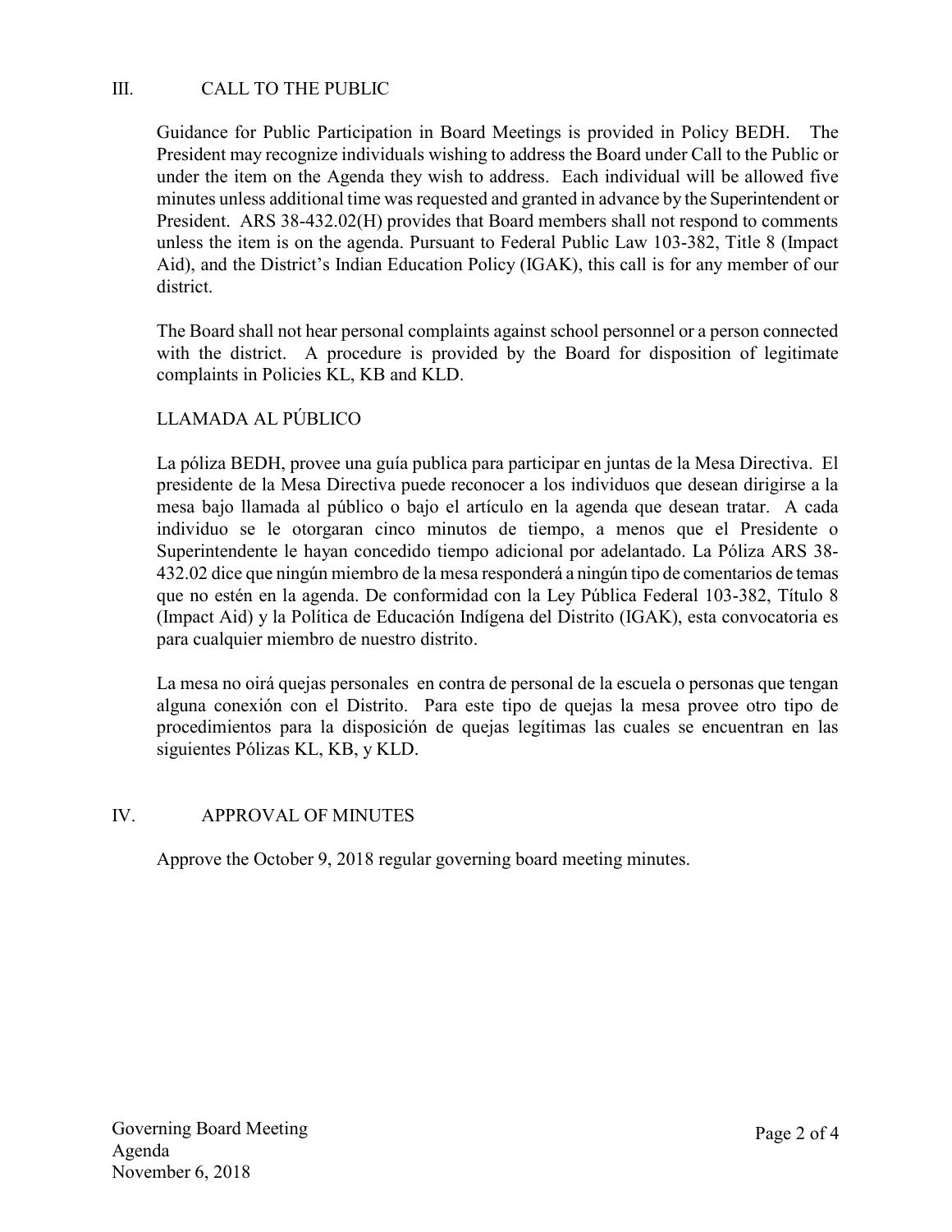## III. CALL TO THE PUBLIC

Guidance for Public Participation in Board Meetings is provided in Policy BEDH. The President may recognize individuals wishing to address the Board under Call to the Public or under the item on the Agenda they wish to address. Each individual will be allowed five minutes unless additional time was requested and granted in advance by the Superintendent or President. ARS 38-432.02(H) provides that Board members shall not respond to comments unless the item is on the agenda. Pursuant to Federal Public Law 103-382, Title 8 (Impact Aid), and the District's Indian Education Policy (IGAK), this call is for any member of our district.

The Board shall not hear personal complaints against school personnel or a person connected with the district. A procedure is provided by the Board for disposition of legitimate complaints in Policies KL, KB and KLD.

### LLAMADA AL PÚBLICO

La póliza BEDH, provee una guía publica para participar en juntas de la Mesa Directiva. El presidente de la Mesa Directiva puede reconocer a los individuos que desean dirigirse a la mesa bajo llamada al público o bajo el artículo en la agenda que desean tratar. A cada individuo se le otorgaran cinco minutos de tiempo, a menos que el Presidente o Superintendente le hayan concedido tiempo adicional por adelantado. La Póliza ARS 38-432.02 dice que ningún miembro de la mesa responderá a ningún tipo de comentarios de temas que no estén en la agenda. De conformidad con la Ley Pública Federal 103-382, Título 8 (Impact Aid) y la Política de Educación Indígena del Distrito (IGAK), esta convocatoria es para cualquier miembro de nuestro distrito.

La mesa no oirá quejas personales en contra de personal de la escuela o personas que tengan alguna conexión con el Distrito. Para este tipo de quejas la mesa provee otro tipo de procedimientos para la disposición de quejas legítimas las cuales se encuentran en las siguientes Pólizas KL, KB, y KLD.

## IV. APPROVAL OF MINUTES

Approve the October 9, 2018 regular governing board meeting minutes.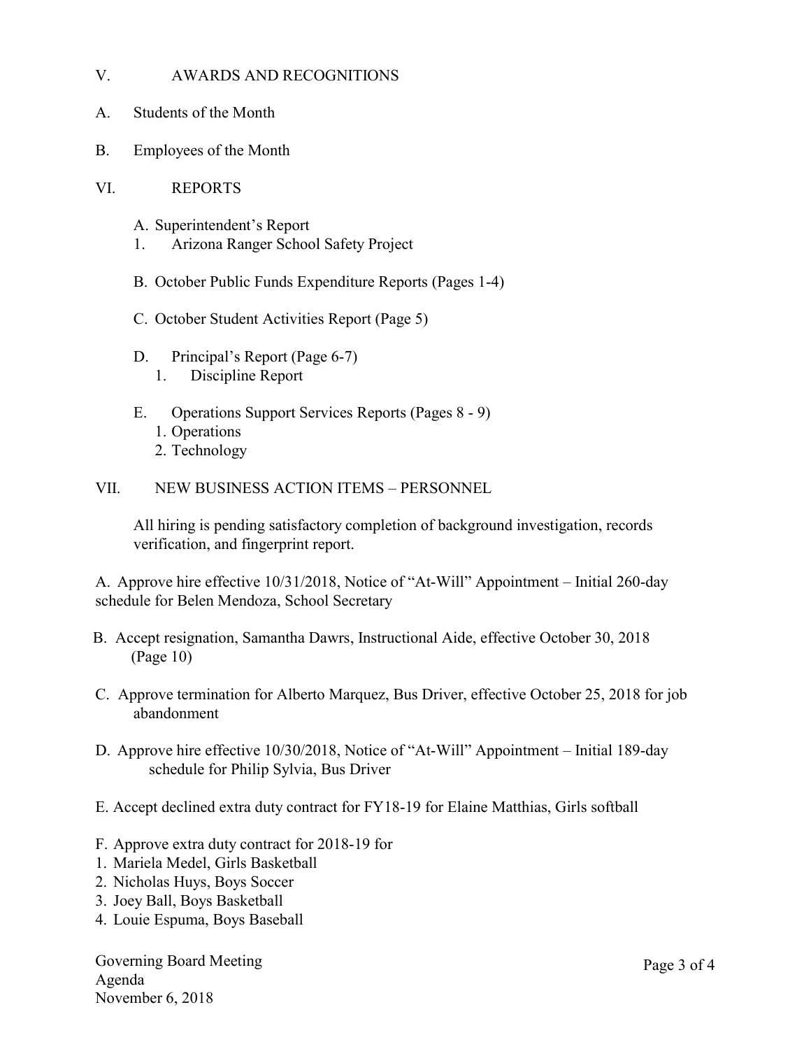## V. AWARDS AND RECOGNITIONS

A. Students of the Month

B. Employees of the Month

## VI. REPORTS

A. Superintendent's Report
1. Arizona Ranger School Safety Project

B. October Public Funds Expenditure Reports (Pages 1-4)

C. October Student Activities Report (Page 5)

D. Principal's Report (Page 6-7)
1. Discipline Report

E. Operations Support Services Reports (Pages 8 - 9)
1. Operations
2. Technology

## VII. NEW BUSINESS ACTION ITEMS – PERSONNEL

All hiring is pending satisfactory completion of background investigation, records verification, and fingerprint report.

A. Approve hire effective 10/31/2018, Notice of "At-Will" Appointment – Initial 260-day schedule for Belen Mendoza, School Secretary

B. Accept resignation, Samantha Dawrs, Instructional Aide, effective October 30, 2018 (Page 10)

C. Approve termination for Alberto Marquez, Bus Driver, effective October 25, 2018 for job abandonment

D. Approve hire effective 10/30/2018, Notice of "At-Will" Appointment – Initial 189-day schedule for Philip Sylvia, Bus Driver

E. Accept declined extra duty contract for FY18-19 for Elaine Matthias, Girls softball

F. Approve extra duty contract for 2018-19 for
1. Mariela Medel, Girls Basketball
2. Nicholas Huys, Boys Soccer
3. Joey Ball, Boys Basketball
4. Louie Espuma, Boys Baseball

Governing Board Meeting
Agenda
November 6, 2018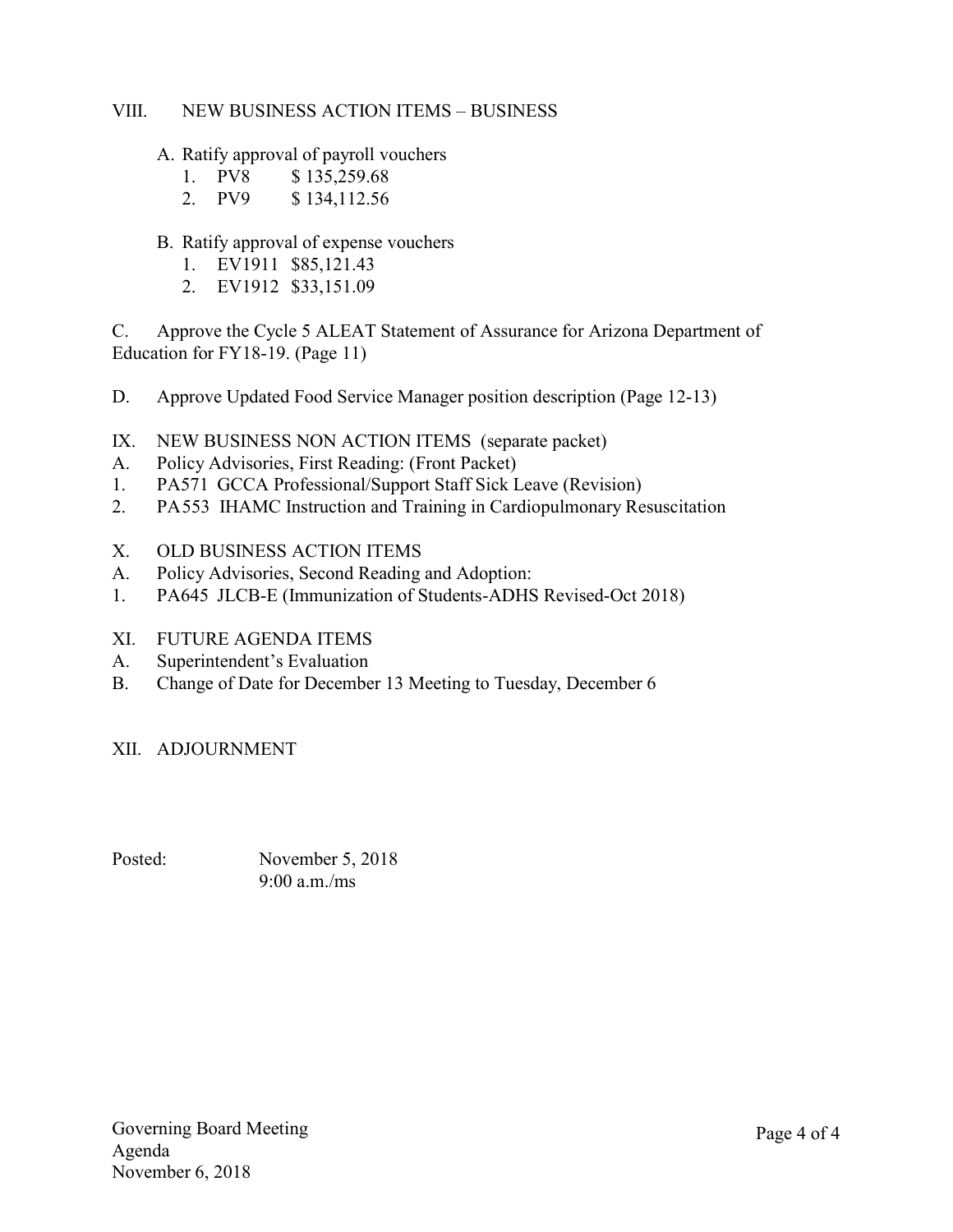## VIII. NEW BUSINESS ACTION ITEMS – BUSINESS

A. Ratify approval of payroll vouchers
   1. PV8 $ 135,259.68
   2. PV9 $ 134,112.56

B. Ratify approval of expense vouchers
   1. EV1911 $85,121.43
   2. EV1912 $33,151.09

C. Approve the Cycle 5 ALEAT Statement of Assurance for Arizona Department of Education for FY18-19. (Page 11)

D. Approve Updated Food Service Manager position description (Page 12-13)

## IX. NEW BUSINESS NON ACTION ITEMS (separate packet)

A. Policy Advisories, First Reading: (Front Packet)
1. PA571 GCCA Professional/Support Staff Sick Leave (Revision)
2. PA553 IHAMC Instruction and Training in Cardiopulmonary Resuscitation

## X. OLD BUSINESS ACTION ITEMS

A. Policy Advisories, Second Reading and Adoption:
1. PA645 JLCB-E (Immunization of Students-ADHS Revised-Oct 2018)

## XI. FUTURE AGENDA ITEMS

A. Superintendent's Evaluation
B. Change of Date for December 13 Meeting to Tuesday, December 6

## XII. ADJOURNMENT

Posted: November 5, 2018
9:00 a.m./ms

Governing Board Meeting
Agenda
November 6, 2018